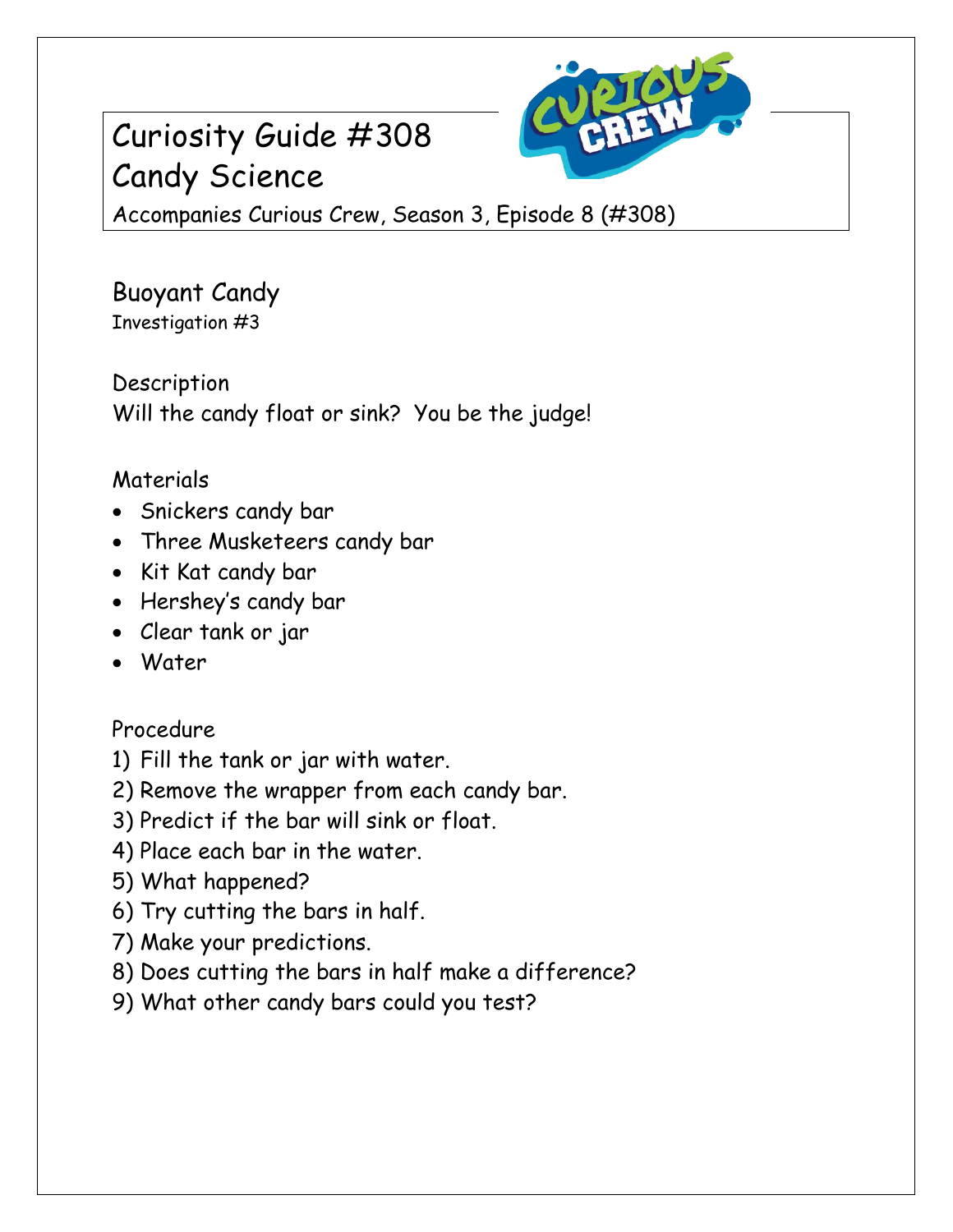# Curiosity Guide #308
# Candy Science

Accompanies Curious Crew, Season 3, Episode 8 (#308)

## Buoyant Candy

Investigation #3

### Description

Will the candy float or sink? You be the judge!

### Materials

- Snickers candy bar
- Three Musketeers candy bar
- Kit Kat candy bar
- Hershey's candy bar
- Clear tank or jar
- Water

### Procedure

1) Fill the tank or jar with water.
2) Remove the wrapper from each candy bar.
3) Predict if the bar will sink or float.
4) Place each bar in the water.
5) What happened?
6) Try cutting the bars in half.
7) Make your predictions.
8) Does cutting the bars in half make a difference?
9) What other candy bars could you test?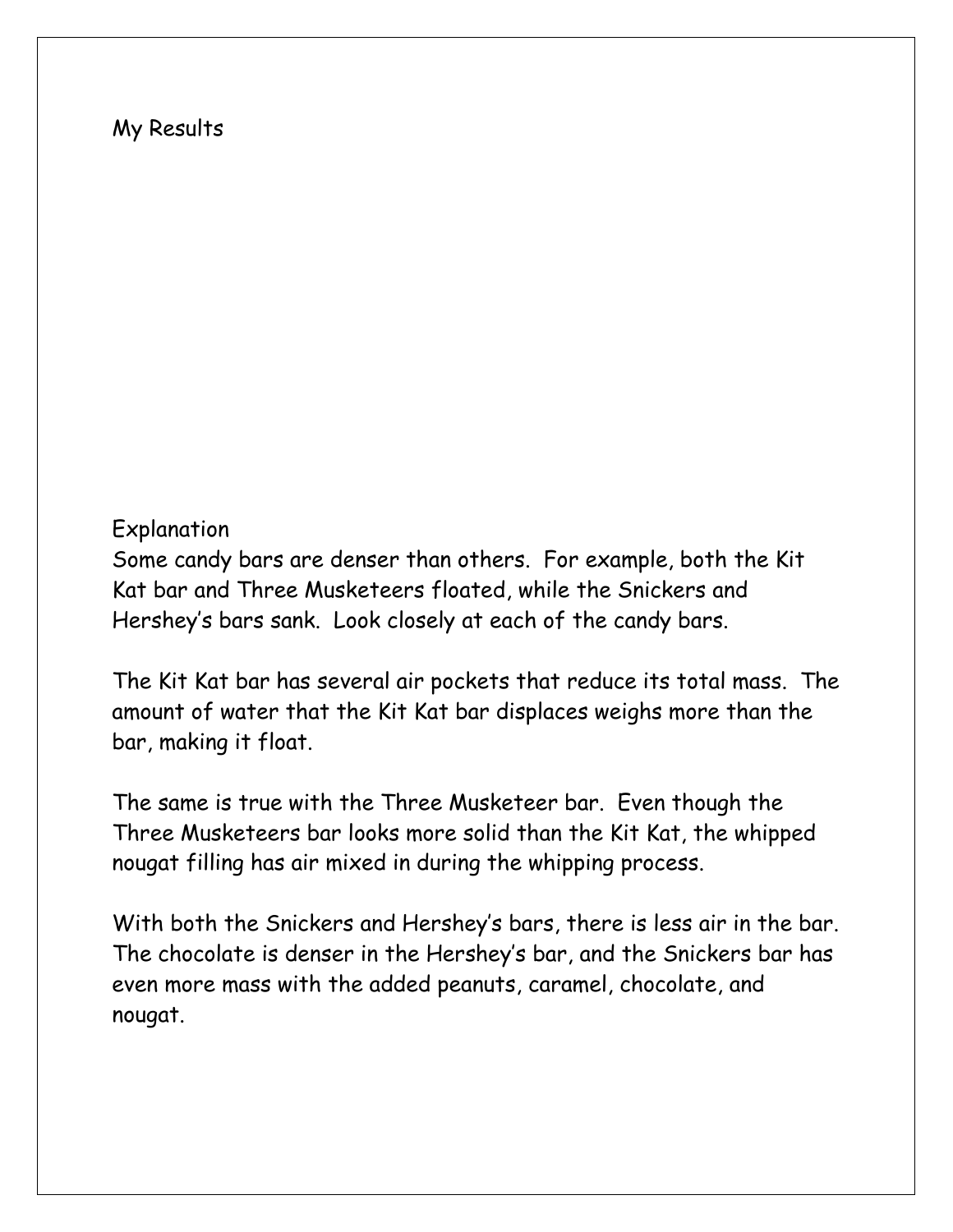## My Results

## Explanation

Some candy bars are denser than others. For example, both the Kit Kat bar and Three Musketeers floated, while the Snickers and Hershey's bars sank. Look closely at each of the candy bars.

The Kit Kat bar has several air pockets that reduce its total mass. The amount of water that the Kit Kat bar displaces weighs more than the bar, making it float.

The same is true with the Three Musketeer bar. Even though the Three Musketeers bar looks more solid than the Kit Kat, the whipped nougat filling has air mixed in during the whipping process.

With both the Snickers and Hershey's bars, there is less air in the bar. The chocolate is denser in the Hershey's bar, and the Snickers bar has even more mass with the added peanuts, caramel, chocolate, and nougat.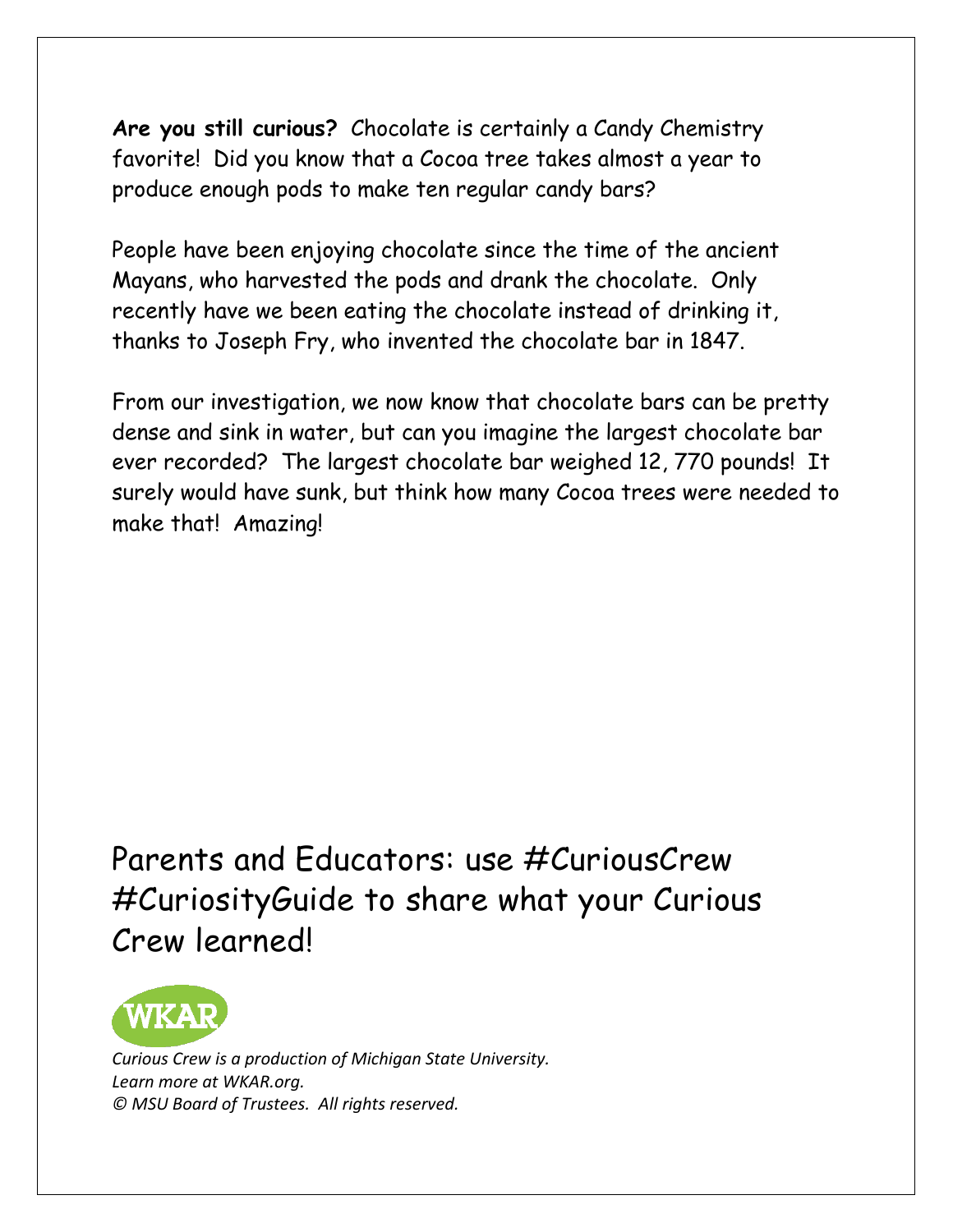**Are you still curious?** Chocolate is certainly a Candy Chemistry favorite! Did you know that a Cocoa tree takes almost a year to produce enough pods to make ten regular candy bars?

People have been enjoying chocolate since the time of the ancient Mayans, who harvested the pods and drank the chocolate. Only recently have we been eating the chocolate instead of drinking it, thanks to Joseph Fry, who invented the chocolate bar in 1847.

From our investigation, we now know that chocolate bars can be pretty dense and sink in water, but can you imagine the largest chocolate bar ever recorded? The largest chocolate bar weighed 12, 770 pounds! It surely would have sunk, but think how many Cocoa trees were needed to make that! Amazing!

Parents and Educators: use #CuriousCrew #CuriosityGuide to share what your Curious Crew learned!

WKAR

*Curious Crew is a production of Michigan State University.*
*Learn more at WKAR.org.*
*© MSU Board of Trustees. All rights reserved.*